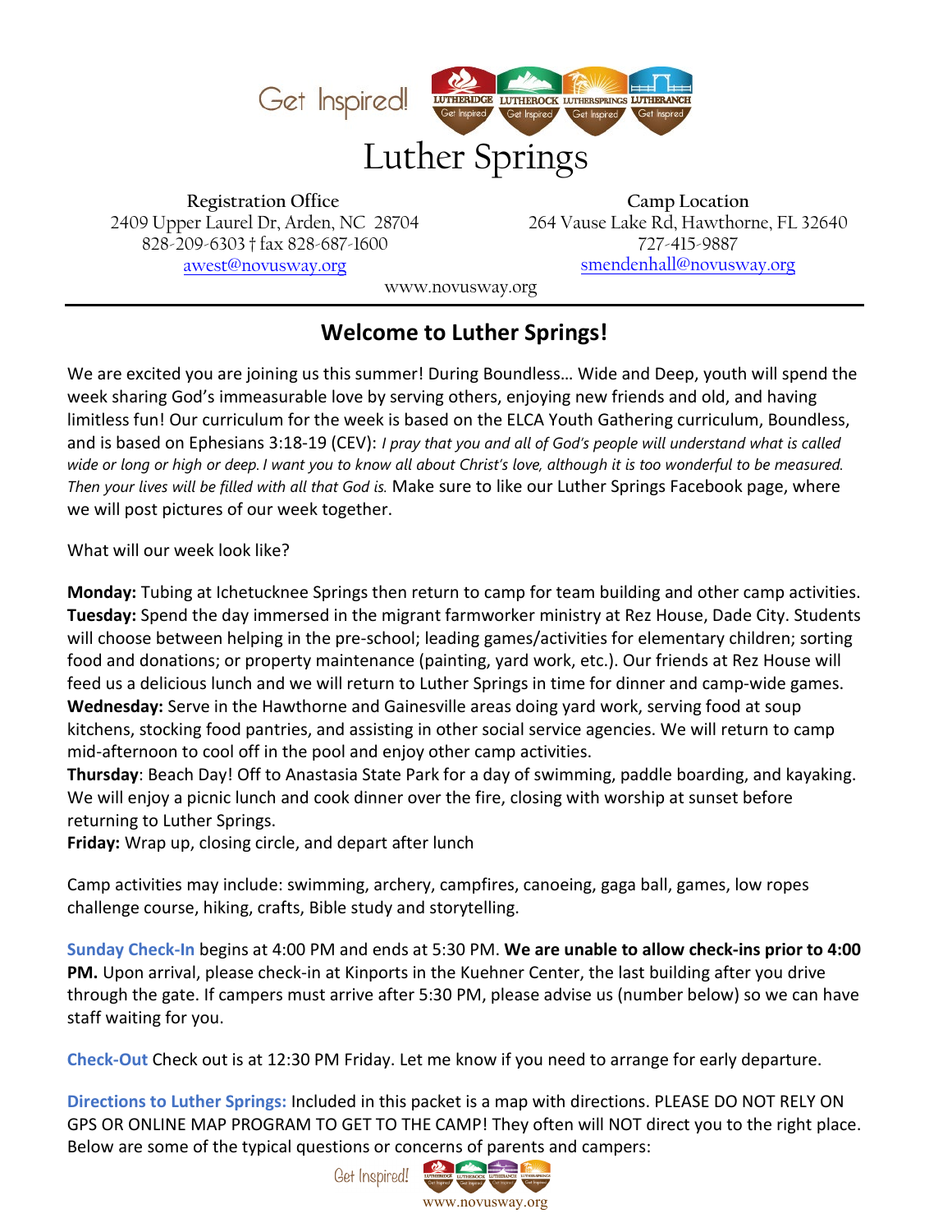Get Inspired! LUTHERIDGE LUTHEROCK LUTHERSPRINGS LUTHERANCH

# Luther Springs

**Registration Office**
2409 Upper Laurel Dr, Arden, NC 28704
828-209-6303 † fax 828-687-1600
awest@novusway.org

**Camp Location**
264 Vause Lake Rd, Hawthorne, FL 32640
727-415-9887
smendenhall@novusway.org

www.novusway.org

---

## Welcome to Luther Springs!

We are excited you are joining us this summer! During Boundless… Wide and Deep, youth will spend the week sharing God's immeasurable love by serving others, enjoying new friends and old, and having limitless fun! Our curriculum for the week is based on the ELCA Youth Gathering curriculum, Boundless, and is based on Ephesians 3:18-19 (CEV): *I pray that you and all of God's people will understand what is called wide or long or high or deep. I want you to know all about Christ's love, although it is too wonderful to be measured. Then your lives will be filled with all that God is.* Make sure to like our Luther Springs Facebook page, where we will post pictures of our week together.

What will our week look like?

**Monday:** Tubing at Ichetucknee Springs then return to camp for team building and other camp activities.
**Tuesday:** Spend the day immersed in the migrant farmworker ministry at Rez House, Dade City. Students will choose between helping in the pre-school; leading games/activities for elementary children; sorting food and donations; or property maintenance (painting, yard work, etc.). Our friends at Rez House will feed us a delicious lunch and we will return to Luther Springs in time for dinner and camp-wide games.
**Wednesday:** Serve in the Hawthorne and Gainesville areas doing yard work, serving food at soup kitchens, stocking food pantries, and assisting in other social service agencies. We will return to camp mid-afternoon to cool off in the pool and enjoy other camp activities.
**Thursday**: Beach Day! Off to Anastasia State Park for a day of swimming, paddle boarding, and kayaking. We will enjoy a picnic lunch and cook dinner over the fire, closing with worship at sunset before returning to Luther Springs.
**Friday:** Wrap up, closing circle, and depart after lunch

Camp activities may include: swimming, archery, campfires, canoeing, gaga ball, games, low ropes challenge course, hiking, crafts, Bible study and storytelling.

**Sunday Check-In** begins at 4:00 PM and ends at 5:30 PM. **We are unable to allow check-ins prior to 4:00 PM.** Upon arrival, please check-in at Kinports in the Kuehner Center, the last building after you drive through the gate. If campers must arrive after 5:30 PM, please advise us (number below) so we can have staff waiting for you.

**Check-Out** Check out is at 12:30 PM Friday. Let me know if you need to arrange for early departure.

**Directions to Luther Springs:** Included in this packet is a map with directions. PLEASE DO NOT RELY ON GPS OR ONLINE MAP PROGRAM TO GET TO THE CAMP! They often will NOT direct you to the right place. Below are some of the typical questions or concerns of parents and campers: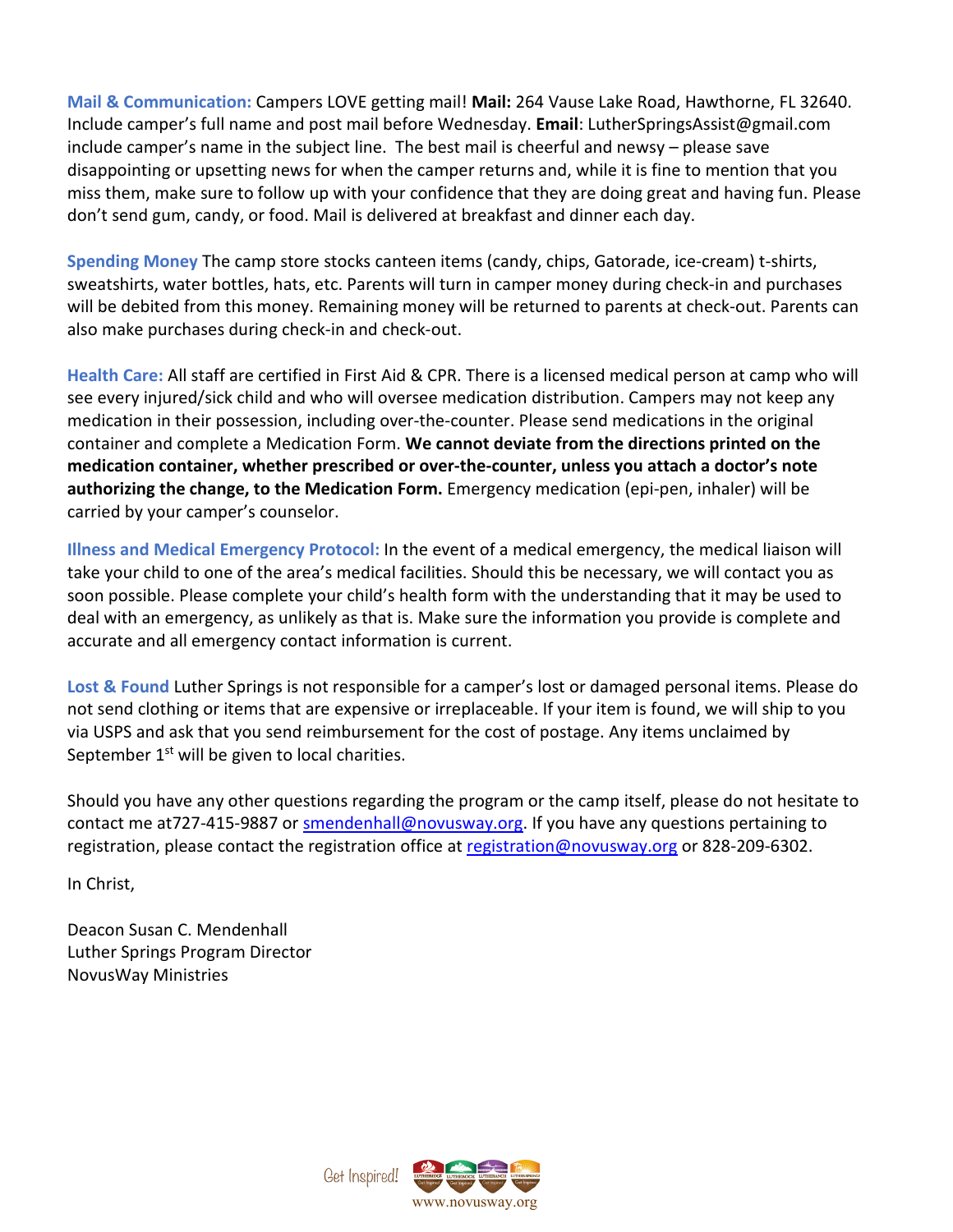**Mail & Communication:** Campers LOVE getting mail! **Mail:** 264 Vause Lake Road, Hawthorne, FL 32640. Include camper's full name and post mail before Wednesday. **Email**: LutherSpringsAssist@gmail.com include camper's name in the subject line. The best mail is cheerful and newsy – please save disappointing or upsetting news for when the camper returns and, while it is fine to mention that you miss them, make sure to follow up with your confidence that they are doing great and having fun. Please don't send gum, candy, or food. Mail is delivered at breakfast and dinner each day.

**Spending Money** The camp store stocks canteen items (candy, chips, Gatorade, ice-cream) t-shirts, sweatshirts, water bottles, hats, etc. Parents will turn in camper money during check-in and purchases will be debited from this money. Remaining money will be returned to parents at check-out. Parents can also make purchases during check-in and check-out.

**Health Care:** All staff are certified in First Aid & CPR. There is a licensed medical person at camp who will see every injured/sick child and who will oversee medication distribution. Campers may not keep any medication in their possession, including over-the-counter. Please send medications in the original container and complete a Medication Form. **We cannot deviate from the directions printed on the medication container, whether prescribed or over-the-counter, unless you attach a doctor's note authorizing the change, to the Medication Form.** Emergency medication (epi-pen, inhaler) will be carried by your camper's counselor.

**Illness and Medical Emergency Protocol:** In the event of a medical emergency, the medical liaison will take your child to one of the area's medical facilities. Should this be necessary, we will contact you as soon possible. Please complete your child's health form with the understanding that it may be used to deal with an emergency, as unlikely as that is. Make sure the information you provide is complete and accurate and all emergency contact information is current.

**Lost & Found** Luther Springs is not responsible for a camper's lost or damaged personal items. Please do not send clothing or items that are expensive or irreplaceable. If your item is found, we will ship to you via USPS and ask that you send reimbursement for the cost of postage. Any items unclaimed by September 1st will be given to local charities.

Should you have any other questions regarding the program or the camp itself, please do not hesitate to contact me at727-415-9887 or smendenhall@novusway.org. If you have any questions pertaining to registration, please contact the registration office at registration@novusway.org or 828-209-6302.

In Christ,

Deacon Susan C. Mendenhall
Luther Springs Program Director
NovusWay Ministries

Get Inspired!

www.novusway.org